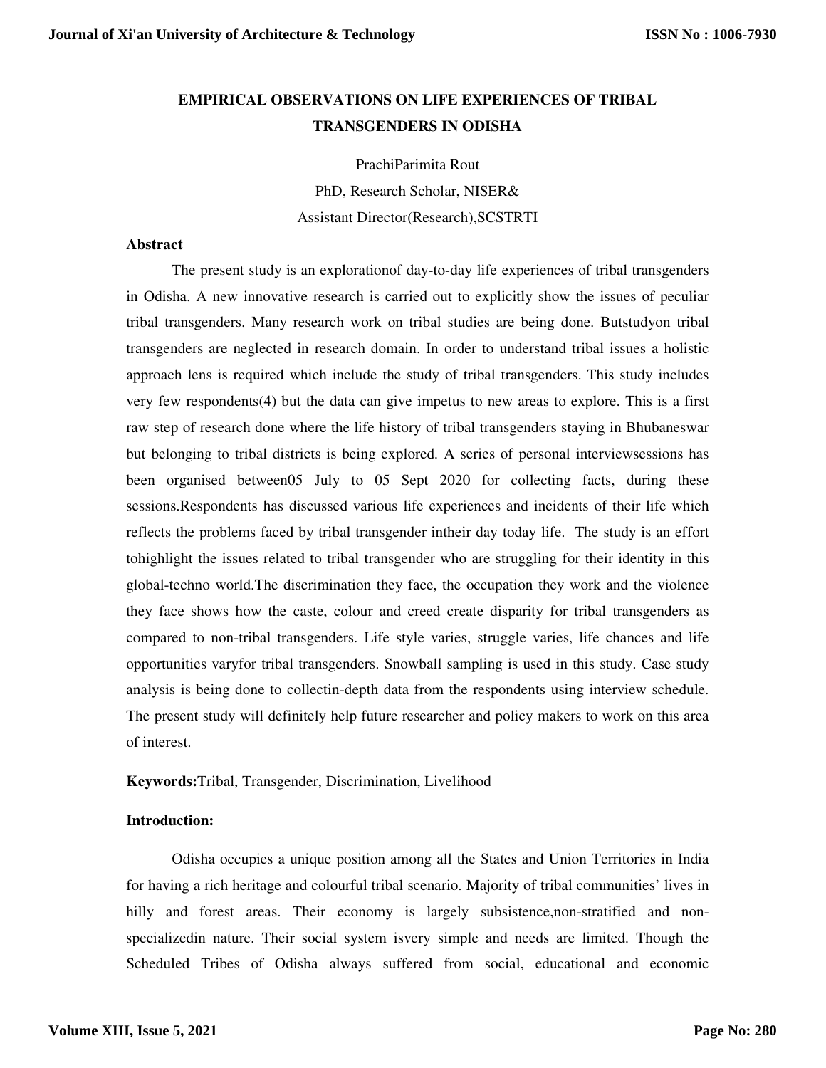# EMPIRICAL OBSERVATIONS ON LIFE EXPERIENCES OF TRIBAL TRANSGENDERS IN ODISHA

PrachiParimita Rout

PhD, Research Scholar, NISER&

Assistant Director(Research),SCSTRTI

## Abstract

The present study is an explorationof day-to-day life experiences of tribal transgenders in Odisha. A new innovative research is carried out to explicitly show the issues of peculiar tribal transgenders. Many research work on tribal studies are being done. Butstudyon tribal transgenders are neglected in research domain. In order to understand tribal issues a holistic approach lens is required which include the study of tribal transgenders. This study includes very few respondents(4) but the data can give impetus to new areas to explore. This is a first raw step of research done where the life history of tribal transgenders staying in Bhubaneswar but belonging to tribal districts is being explored. A series of personal interviewsessions has been organised between05 July to 05 Sept 2020 for collecting facts, during these sessions.Respondents has discussed various life experiences and incidents of their life which reflects the problems faced by tribal transgender intheir day today life. The study is an effort tohighlight the issues related to tribal transgender who are struggling for their identity in this global-techno world.The discrimination they face, the occupation they work and the violence they face shows how the caste, colour and creed create disparity for tribal transgenders as compared to non-tribal transgenders. Life style varies, struggle varies, life chances and life opportunities varyfor tribal transgenders. Snowball sampling is used in this study. Case study analysis is being done to collectin-depth data from the respondents using interview schedule. The present study will definitely help future researcher and policy makers to work on this area of interest.

**Keywords:**Tribal, Transgender, Discrimination, Livelihood

## Introduction:

Odisha occupies a unique position among all the States and Union Territories in India for having a rich heritage and colourful tribal scenario. Majority of tribal communities' lives in hilly and forest areas. Their economy is largely subsistence,non-stratified and non-specializedin nature. Their social system isvery simple and needs are limited. Though the Scheduled Tribes of Odisha always suffered from social, educational and economic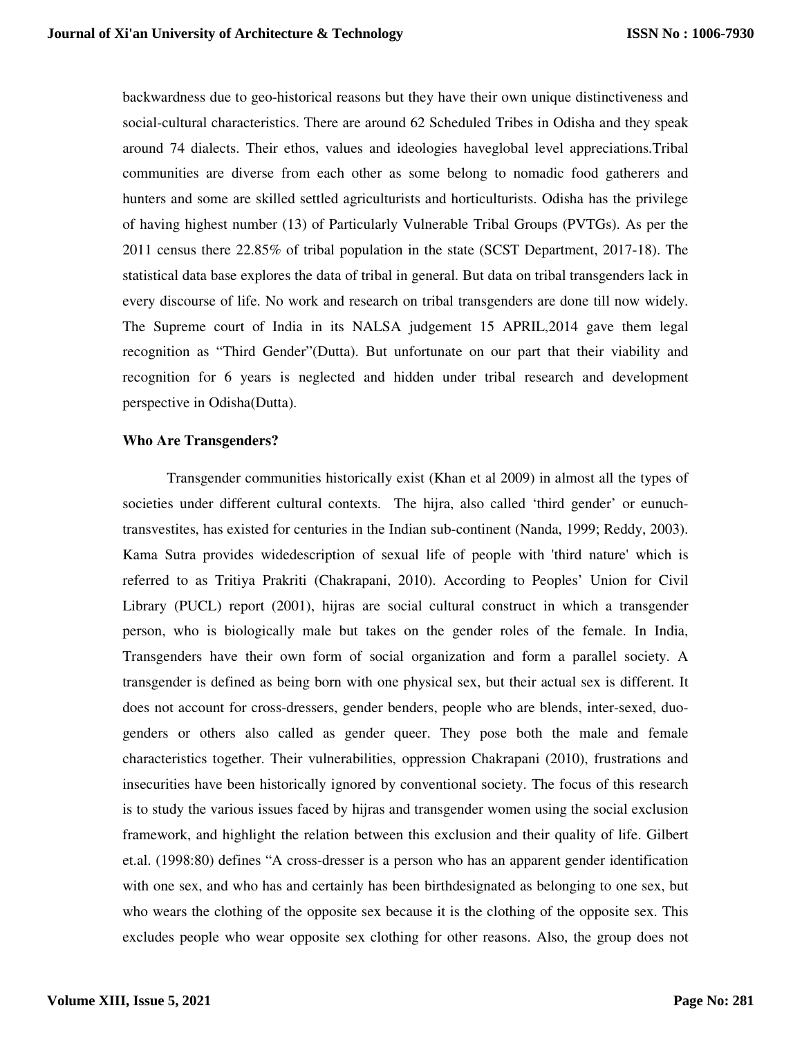backwardness due to geo-historical reasons but they have their own unique distinctiveness and social-cultural characteristics. There are around 62 Scheduled Tribes in Odisha and they speak around 74 dialects. Their ethos, values and ideologies haveglobal level appreciations.Tribal communities are diverse from each other as some belong to nomadic food gatherers and hunters and some are skilled settled agriculturists and horticulturists. Odisha has the privilege of having highest number (13) of Particularly Vulnerable Tribal Groups (PVTGs). As per the 2011 census there 22.85% of tribal population in the state (SCST Department, 2017-18). The statistical data base explores the data of tribal in general. But data on tribal transgenders lack in every discourse of life. No work and research on tribal transgenders are done till now widely. The Supreme court of India in its NALSA judgement 15 APRIL,2014 gave them legal recognition as "Third Gender"(Dutta). But unfortunate on our part that their viability and recognition for 6 years is neglected and hidden under tribal research and development perspective in Odisha(Dutta).

### Who Are Transgenders?

Transgender communities historically exist (Khan et al 2009) in almost all the types of societies under different cultural contexts. The hijra, also called 'third gender' or eunuch-transvestites, has existed for centuries in the Indian sub-continent (Nanda, 1999; Reddy, 2003). Kama Sutra provides widedescription of sexual life of people with 'third nature' which is referred to as Tritiya Prakriti (Chakrapani, 2010). According to Peoples' Union for Civil Library (PUCL) report (2001), hijras are social cultural construct in which a transgender person, who is biologically male but takes on the gender roles of the female. In India, Transgenders have their own form of social organization and form a parallel society. A transgender is defined as being born with one physical sex, but their actual sex is different. It does not account for cross-dressers, gender benders, people who are blends, inter-sexed, duo-genders or others also called as gender queer. They pose both the male and female characteristics together. Their vulnerabilities, oppression Chakrapani (2010), frustrations and insecurities have been historically ignored by conventional society. The focus of this research is to study the various issues faced by hijras and transgender women using the social exclusion framework, and highlight the relation between this exclusion and their quality of life. Gilbert et.al. (1998:80) defines "A cross-dresser is a person who has an apparent gender identification with one sex, and who has and certainly has been birthdesignated as belonging to one sex, but who wears the clothing of the opposite sex because it is the clothing of the opposite sex. This excludes people who wear opposite sex clothing for other reasons. Also, the group does not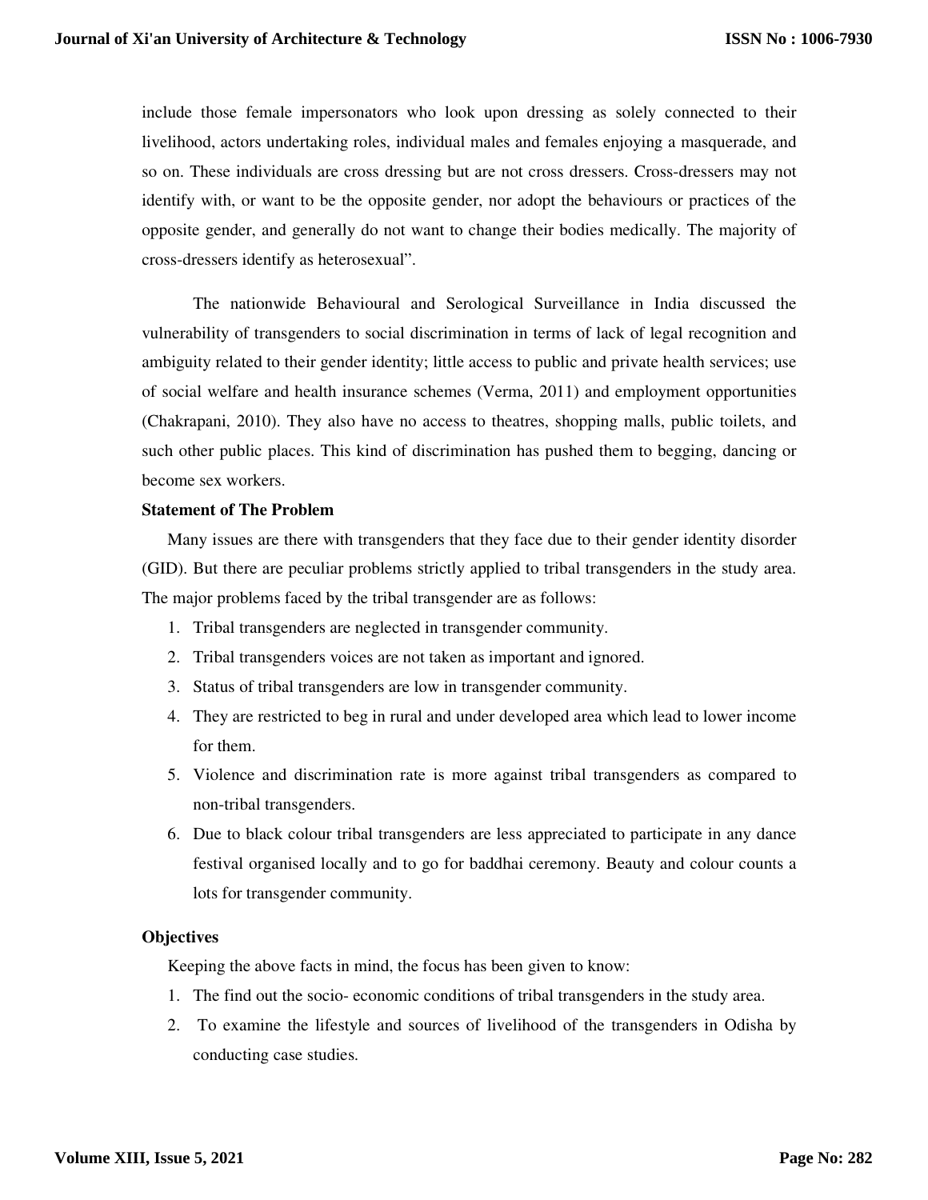include those female impersonators who look upon dressing as solely connected to their livelihood, actors undertaking roles, individual males and females enjoying a masquerade, and so on. These individuals are cross dressing but are not cross dressers. Cross-dressers may not identify with, or want to be the opposite gender, nor adopt the behaviours or practices of the opposite gender, and generally do not want to change their bodies medically. The majority of cross-dressers identify as heterosexual".

The nationwide Behavioural and Serological Surveillance in India discussed the vulnerability of transgenders to social discrimination in terms of lack of legal recognition and ambiguity related to their gender identity; little access to public and private health services; use of social welfare and health insurance schemes (Verma, 2011) and employment opportunities (Chakrapani, 2010). They also have no access to theatres, shopping malls, public toilets, and such other public places. This kind of discrimination has pushed them to begging, dancing or become sex workers.

**Statement of The Problem**

Many issues are there with transgenders that they face due to their gender identity disorder (GID). But there are peculiar problems strictly applied to tribal transgenders in the study area. The major problems faced by the tribal transgender are as follows:

1. Tribal transgenders are neglected in transgender community.
2. Tribal transgenders voices are not taken as important and ignored.
3. Status of tribal transgenders are low in transgender community.
4. They are restricted to beg in rural and under developed area which lead to lower income for them.
5. Violence and discrimination rate is more against tribal transgenders as compared to non-tribal transgenders.
6. Due to black colour tribal transgenders are less appreciated to participate in any dance festival organised locally and to go for baddhai ceremony. Beauty and colour counts a lots for transgender community.

**Objectives**

Keeping the above facts in mind, the focus has been given to know:

1. The find out the socio- economic conditions of tribal transgenders in the study area.
2. To examine the lifestyle and sources of livelihood of the transgenders in Odisha by conducting case studies.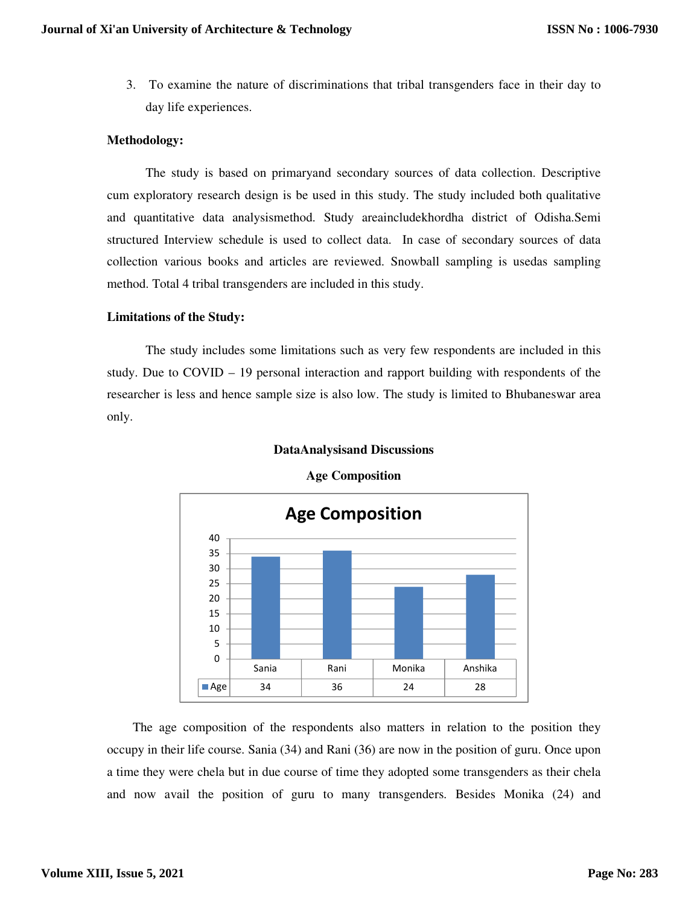3. To examine the nature of discriminations that tribal transgenders face in their day to day life experiences.

**Methodology:**

The study is based on primaryand secondary sources of data collection. Descriptive cum exploratory research design is be used in this study. The study included both qualitative and quantitative data analysismethod. Study areaincludekhordha district of Odisha.Semi structured Interview schedule is used to collect data. In case of secondary sources of data collection various books and articles are reviewed. Snowball sampling is usedas sampling method. Total 4 tribal transgenders are included in this study.

**Limitations of the Study:**

The study includes some limitations such as very few respondents are included in this study. Due to COVID – 19 personal interaction and rapport building with respondents of the researcher is less and hence sample size is also low. The study is limited to Bhubaneswar area only.

## DataAnalysisand Discussions

### Age Composition

**Age Composition**

| | Sania | Rani | Monika | Anshika |
|---|---|---|---|---|
| Age | 34 | 36 | 24 | 28 |

The age composition of the respondents also matters in relation to the position they occupy in their life course. Sania (34) and Rani (36) are now in the position of guru. Once upon a time they were chela but in due course of time they adopted some transgenders as their chela and now avail the position of guru to many transgenders. Besides Monika (24) and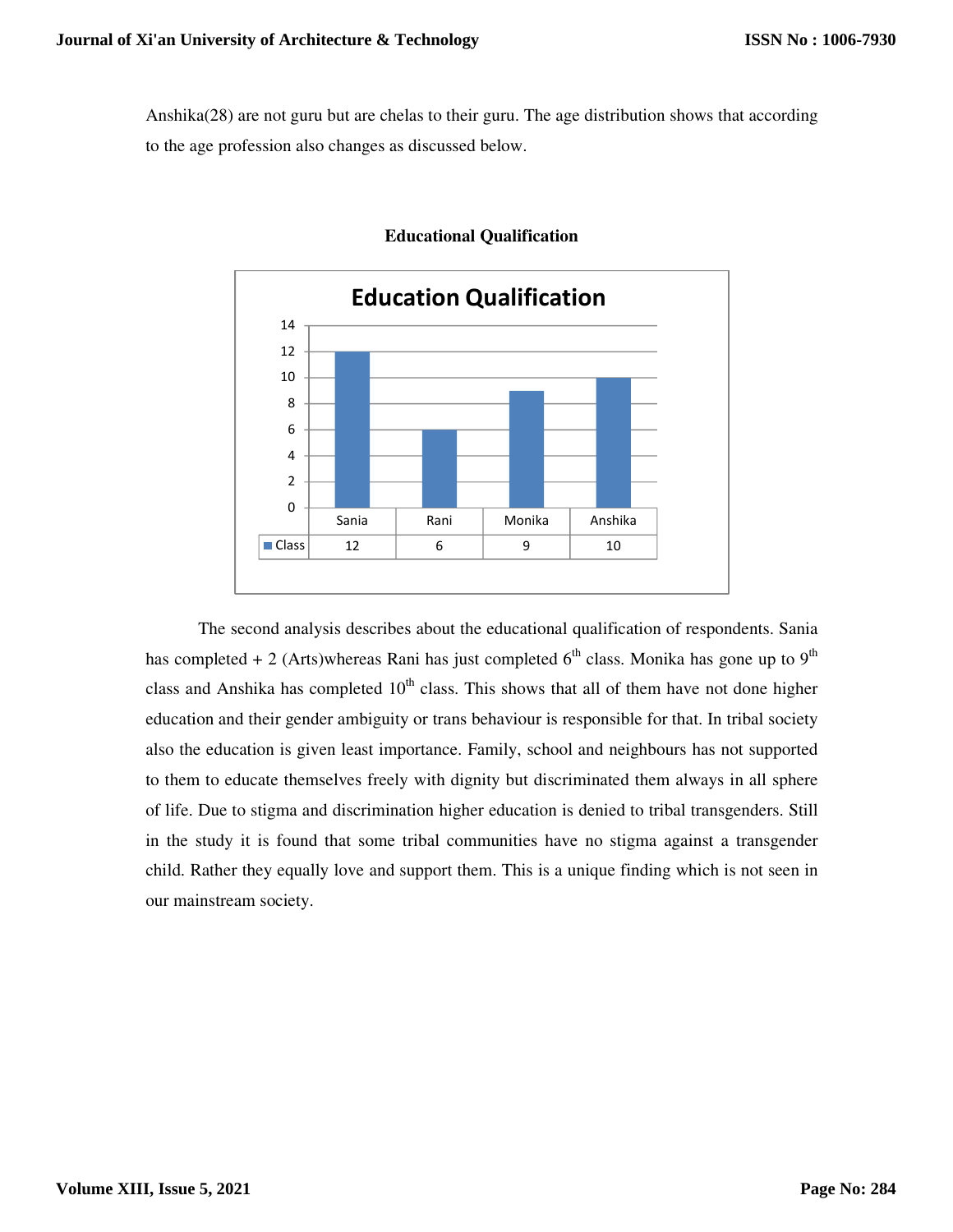Anshika(28) are not guru but are chelas to their guru. The age distribution shows that according to the age profession also changes as discussed below.

**Educational Qualification**

**Education Qualification**

| | Sania | Rani | Monika | Anshika |
|---|---|---|---|---|
| Class | 12 | 6 | 9 | 10 |

The second analysis describes about the educational qualification of respondents. Sania has completed + 2 (Arts)whereas Rani has just completed 6th class. Monika has gone up to 9th class and Anshika has completed 10th class. This shows that all of them have not done higher education and their gender ambiguity or trans behaviour is responsible for that. In tribal society also the education is given least importance. Family, school and neighbours has not supported to them to educate themselves freely with dignity but discriminated them always in all sphere of life. Due to stigma and discrimination higher education is denied to tribal transgenders. Still in the study it is found that some tribal communities have no stigma against a transgender child. Rather they equally love and support them. This is a unique finding which is not seen in our mainstream society.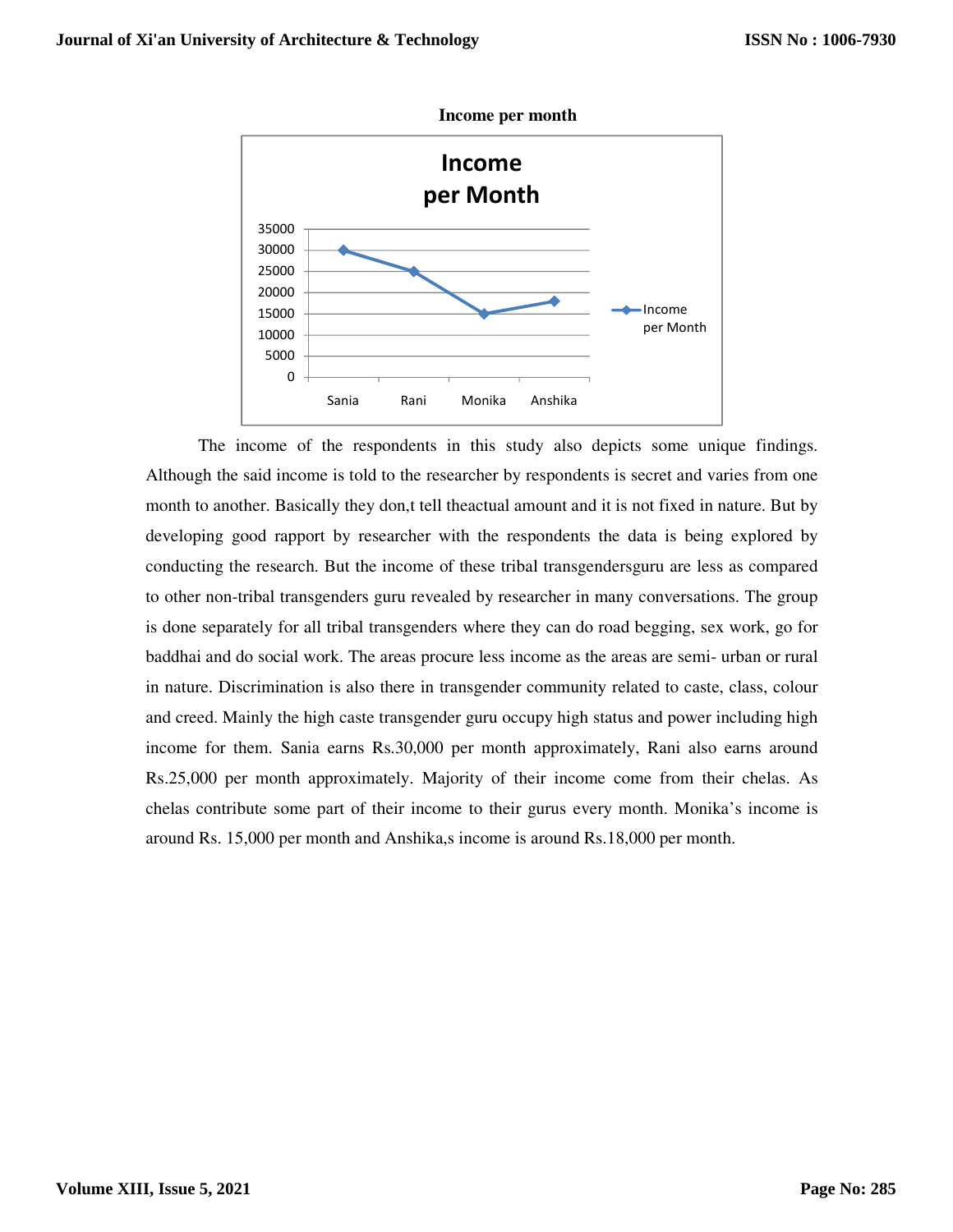**Income per month**

The income of the respondents in this study also depicts some unique findings. Although the said income is told to the researcher by respondents is secret and varies from one month to another. Basically they don,t tell theactual amount and it is not fixed in nature. But by developing good rapport by researcher with the respondents the data is being explored by conducting the research. But the income of these tribal transgendersguru are less as compared to other non-tribal transgenders guru revealed by researcher in many conversations. The group is done separately for all tribal transgenders where they can do road begging, sex work, go for baddhai and do social work. The areas procure less income as the areas are semi- urban or rural in nature. Discrimination is also there in transgender community related to caste, class, colour and creed. Mainly the high caste transgender guru occupy high status and power including high income for them. Sania earns Rs.30,000 per month approximately, Rani also earns around Rs.25,000 per month approximately. Majority of their income come from their chelas. As chelas contribute some part of their income to their gurus every month. Monika's income is around Rs. 15,000 per month and Anshika,s income is around Rs.18,000 per month.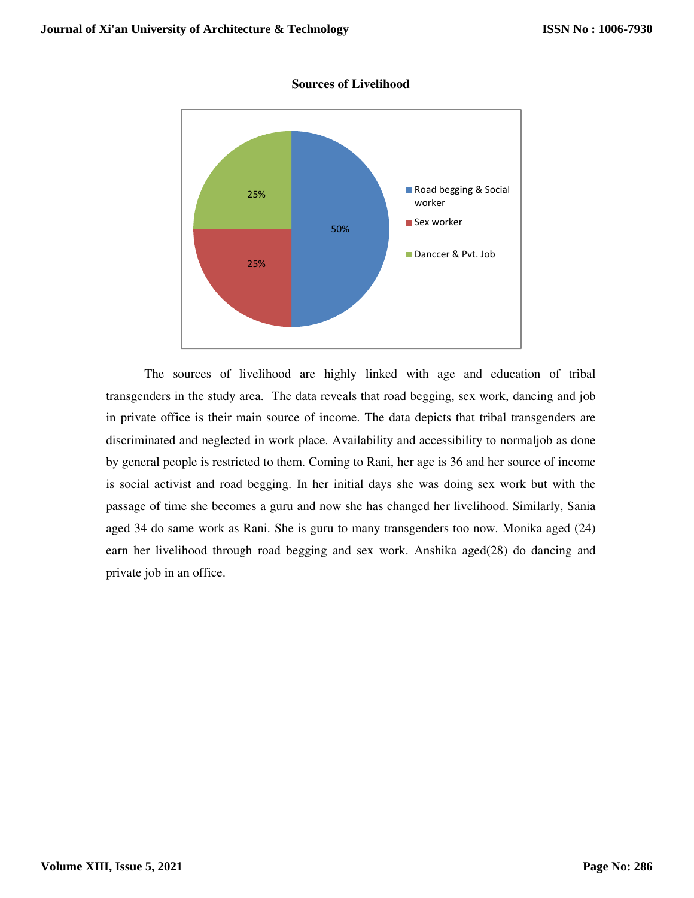**Sources of Livelihood**

| Source | Percentage |
| --- | --- |
| Road begging & Social worker | 50% |
| Sex worker | 25% |
| Danccer & Pvt. Job | 25% |

The sources of livelihood are highly linked with age and education of tribal transgenders in the study area. The data reveals that road begging, sex work, dancing and job in private office is their main source of income. The data depicts that tribal transgenders are discriminated and neglected in work place. Availability and accessibility to normaljob as done by general people is restricted to them. Coming to Rani, her age is 36 and her source of income is social activist and road begging. In her initial days she was doing sex work but with the passage of time she becomes a guru and now she has changed her livelihood. Similarly, Sania aged 34 do same work as Rani. She is guru to many transgenders too now. Monika aged (24) earn her livelihood through road begging and sex work. Anshika aged(28) do dancing and private job in an office.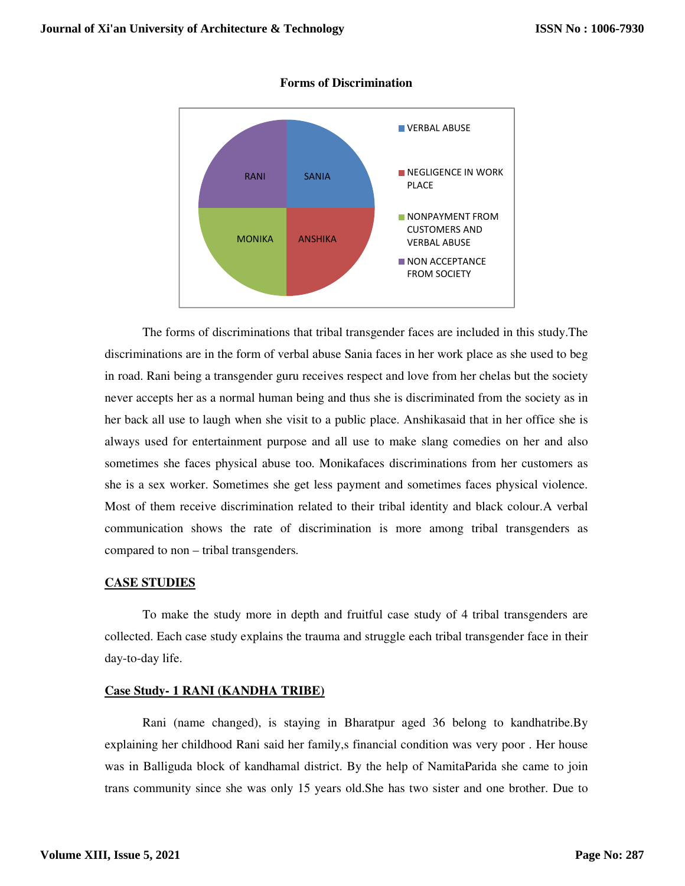**Forms of Discrimination**

The forms of discriminations that tribal transgender faces are included in this study.The discriminations are in the form of verbal abuse Sania faces in her work place as she used to beg in road. Rani being a transgender guru receives respect and love from her chelas but the society never accepts her as a normal human being and thus she is discriminated from the society as in her back all use to laugh when she visit to a public place. Anshikasaid that in her office she is always used for entertainment purpose and all use to make slang comedies on her and also sometimes she faces physical abuse too. Monikafaces discriminations from her customers as she is a sex worker. Sometimes she get less payment and sometimes faces physical violence. Most of them receive discrimination related to their tribal identity and black colour.A verbal communication shows the rate of discrimination is more among tribal transgenders as compared to non – tribal transgenders.

## CASE STUDIES

To make the study more in depth and fruitful case study of 4 tribal transgenders are collected. Each case study explains the trauma and struggle each tribal transgender face in their day-to-day life.

### Case Study- 1 RANI (KANDHA TRIBE)

Rani (name changed), is staying in Bharatpur aged 36 belong to kandhatribe.By explaining her childhood Rani said her family,s financial condition was very poor . Her house was in Balliguda block of kandhamal district. By the help of NamitaParida she came to join trans community since she was only 15 years old.She has two sister and one brother. Due to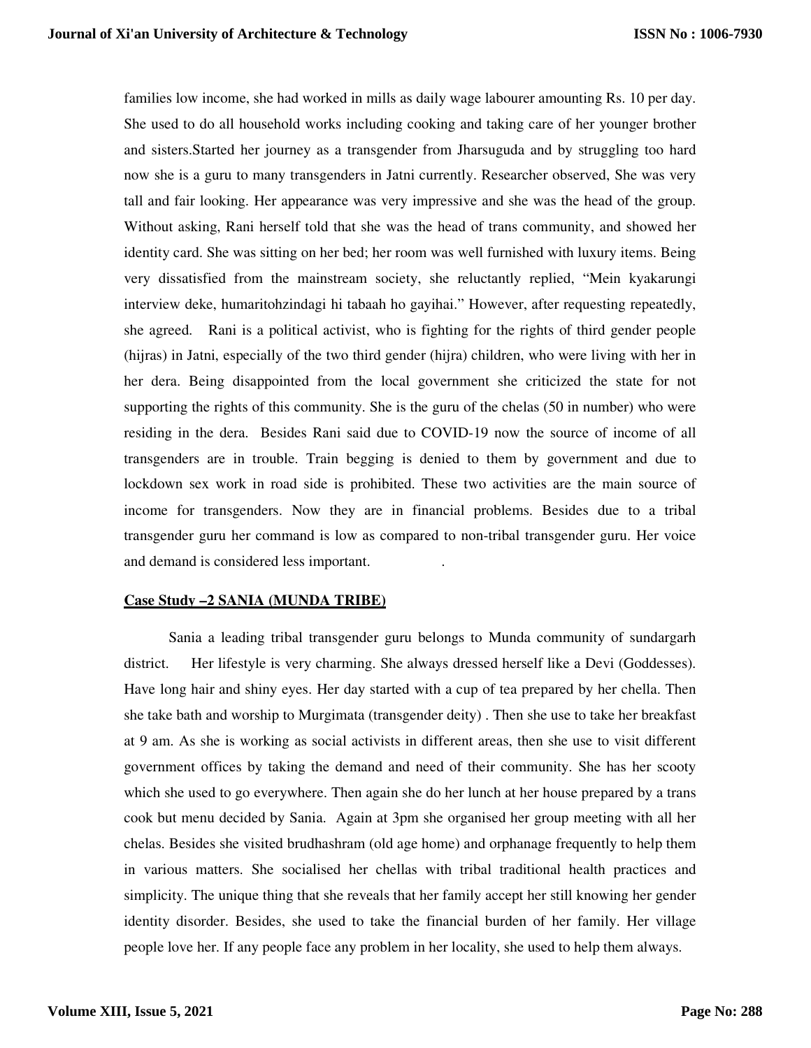families low income, she had worked in mills as daily wage labourer amounting Rs. 10 per day. She used to do all household works including cooking and taking care of her younger brother and sisters.Started her journey as a transgender from Jharsuguda and by struggling too hard now she is a guru to many transgenders in Jatni currently. Researcher observed, She was very tall and fair looking. Her appearance was very impressive and she was the head of the group. Without asking, Rani herself told that she was the head of trans community, and showed her identity card. She was sitting on her bed; her room was well furnished with luxury items. Being very dissatisfied from the mainstream society, she reluctantly replied, "Mein kyakarungi interview deke, humaritohzindagi hi tabaah ho gayihai." However, after requesting repeatedly, she agreed. Rani is a political activist, who is fighting for the rights of third gender people (hijras) in Jatni, especially of the two third gender (hijra) children, who were living with her in her dera. Being disappointed from the local government she criticized the state for not supporting the rights of this community. She is the guru of the chelas (50 in number) who were residing in the dera. Besides Rani said due to COVID-19 now the source of income of all transgenders are in trouble. Train begging is denied to them by government and due to lockdown sex work in road side is prohibited. These two activities are the main source of income for transgenders. Now they are in financial problems. Besides due to a tribal transgender guru her command is low as compared to non-tribal transgender guru. Her voice and demand is considered less important. .

**Case Study –2 SANIA (MUNDA TRIBE)**

Sania a leading tribal transgender guru belongs to Munda community of sundargarh district. Her lifestyle is very charming. She always dressed herself like a Devi (Goddesses). Have long hair and shiny eyes. Her day started with a cup of tea prepared by her chella. Then she take bath and worship to Murgimata (transgender deity) . Then she use to take her breakfast at 9 am. As she is working as social activists in different areas, then she use to visit different government offices by taking the demand and need of their community. She has her scooty which she used to go everywhere. Then again she do her lunch at her house prepared by a trans cook but menu decided by Sania. Again at 3pm she organised her group meeting with all her chelas. Besides she visited brudhashram (old age home) and orphanage frequently to help them in various matters. She socialised her chellas with tribal traditional health practices and simplicity. The unique thing that she reveals that her family accept her still knowing her gender identity disorder. Besides, she used to take the financial burden of her family. Her village people love her. If any people face any problem in her locality, she used to help them always.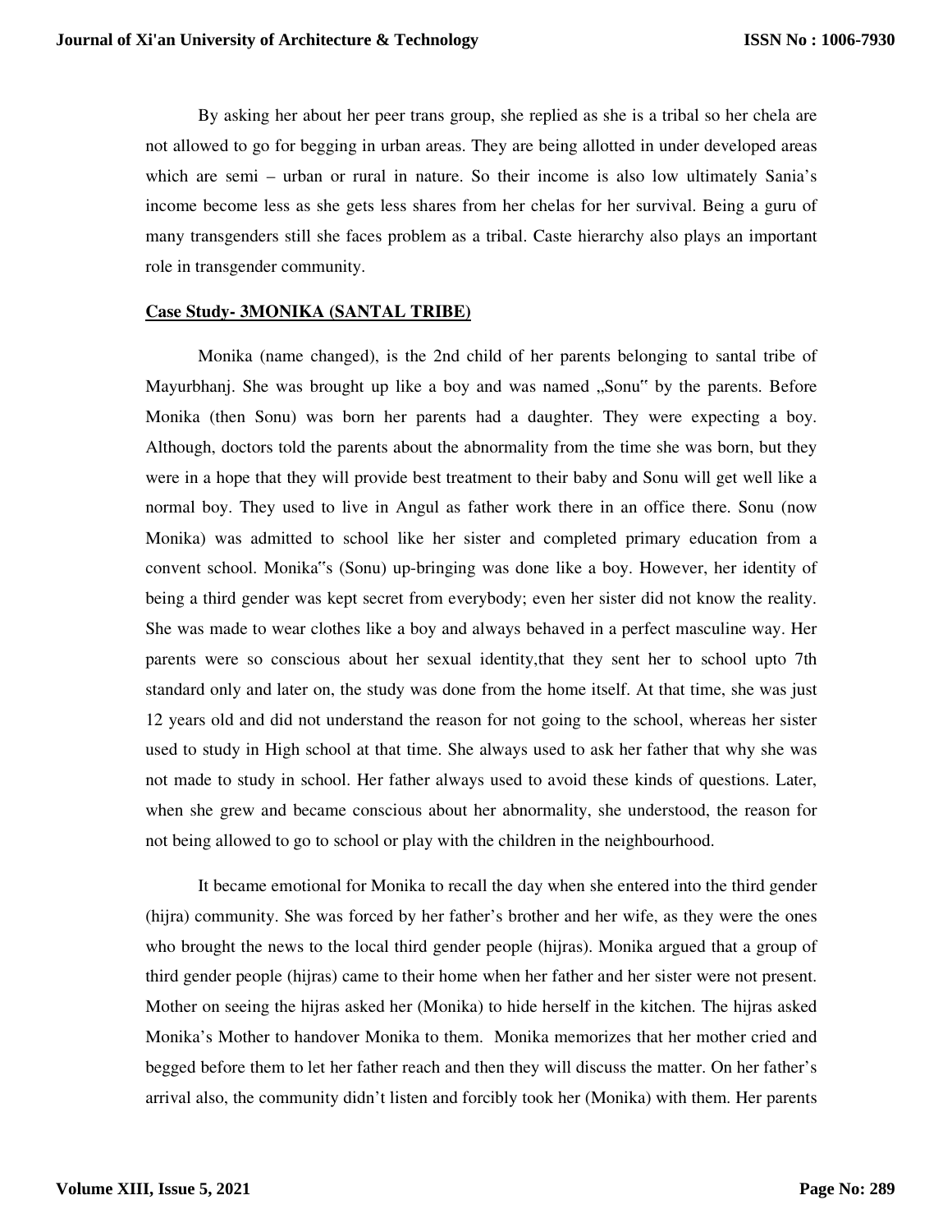By asking her about her peer trans group, she replied as she is a tribal so her chela are not allowed to go for begging in urban areas. They are being allotted in under developed areas which are semi – urban or rural in nature. So their income is also low ultimately Sania's income become less as she gets less shares from her chelas for her survival. Being a guru of many transgenders still she faces problem as a tribal. Caste hierarchy also plays an important role in transgender community.

**Case Study- 3MONIKA (SANTAL TRIBE)**

Monika (name changed), is the 2nd child of her parents belonging to santal tribe of Mayurbhanj. She was brought up like a boy and was named „Sonu" by the parents. Before Monika (then Sonu) was born her parents had a daughter. They were expecting a boy. Although, doctors told the parents about the abnormality from the time she was born, but they were in a hope that they will provide best treatment to their baby and Sonu will get well like a normal boy. They used to live in Angul as father work there in an office there. Sonu (now Monika) was admitted to school like her sister and completed primary education from a convent school. Monika"s (Sonu) up-bringing was done like a boy. However, her identity of being a third gender was kept secret from everybody; even her sister did not know the reality. She was made to wear clothes like a boy and always behaved in a perfect masculine way. Her parents were so conscious about her sexual identity,that they sent her to school upto 7th standard only and later on, the study was done from the home itself. At that time, she was just 12 years old and did not understand the reason for not going to the school, whereas her sister used to study in High school at that time. She always used to ask her father that why she was not made to study in school. Her father always used to avoid these kinds of questions. Later, when she grew and became conscious about her abnormality, she understood, the reason for not being allowed to go to school or play with the children in the neighbourhood.

It became emotional for Monika to recall the day when she entered into the third gender (hijra) community. She was forced by her father's brother and her wife, as they were the ones who brought the news to the local third gender people (hijras). Monika argued that a group of third gender people (hijras) came to their home when her father and her sister were not present. Mother on seeing the hijras asked her (Monika) to hide herself in the kitchen. The hijras asked Monika's Mother to handover Monika to them. Monika memorizes that her mother cried and begged before them to let her father reach and then they will discuss the matter. On her father's arrival also, the community didn't listen and forcibly took her (Monika) with them. Her parents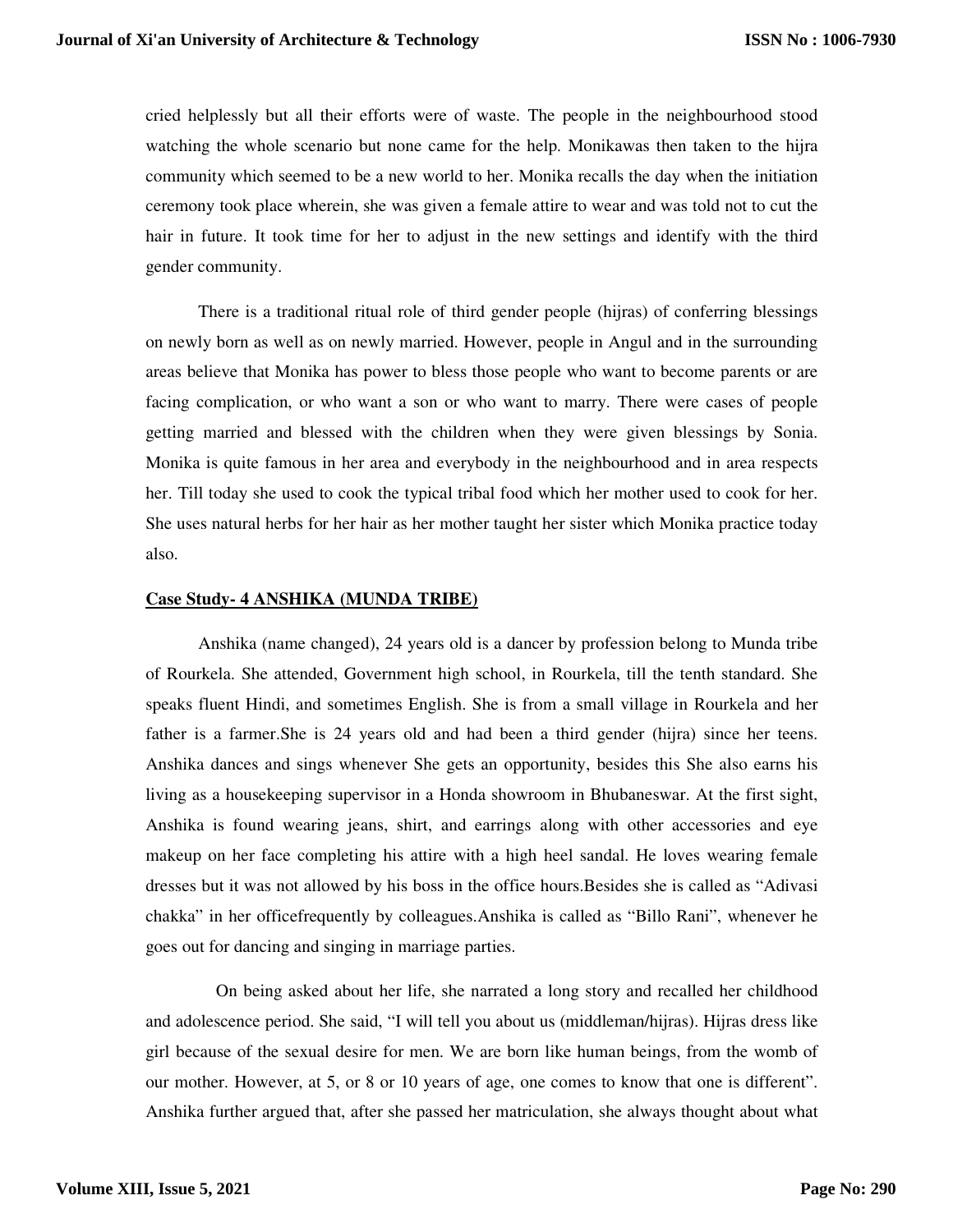cried helplessly but all their efforts were of waste. The people in the neighbourhood stood watching the whole scenario but none came for the help. Monikawas then taken to the hijra community which seemed to be a new world to her. Monika recalls the day when the initiation ceremony took place wherein, she was given a female attire to wear and was told not to cut the hair in future. It took time for her to adjust in the new settings and identify with the third gender community.

There is a traditional ritual role of third gender people (hijras) of conferring blessings on newly born as well as on newly married. However, people in Angul and in the surrounding areas believe that Monika has power to bless those people who want to become parents or are facing complication, or who want a son or who want to marry. There were cases of people getting married and blessed with the children when they were given blessings by Sonia. Monika is quite famous in her area and everybody in the neighbourhood and in area respects her. Till today she used to cook the typical tribal food which her mother used to cook for her. She uses natural herbs for her hair as her mother taught her sister which Monika practice today also.

**Case Study- 4 ANSHIKA (MUNDA TRIBE)**

Anshika (name changed), 24 years old is a dancer by profession belong to Munda tribe of Rourkela. She attended, Government high school, in Rourkela, till the tenth standard. She speaks fluent Hindi, and sometimes English. She is from a small village in Rourkela and her father is a farmer.She is 24 years old and had been a third gender (hijra) since her teens. Anshika dances and sings whenever She gets an opportunity, besides this She also earns his living as a housekeeping supervisor in a Honda showroom in Bhubaneswar. At the first sight, Anshika is found wearing jeans, shirt, and earrings along with other accessories and eye makeup on her face completing his attire with a high heel sandal. He loves wearing female dresses but it was not allowed by his boss in the office hours.Besides she is called as "Adivasi chakka" in her officefrequently by colleagues.Anshika is called as "Billo Rani", whenever he goes out for dancing and singing in marriage parties.

On being asked about her life, she narrated a long story and recalled her childhood and adolescence period. She said, "I will tell you about us (middleman/hijras). Hijras dress like girl because of the sexual desire for men. We are born like human beings, from the womb of our mother. However, at 5, or 8 or 10 years of age, one comes to know that one is different". Anshika further argued that, after she passed her matriculation, she always thought about what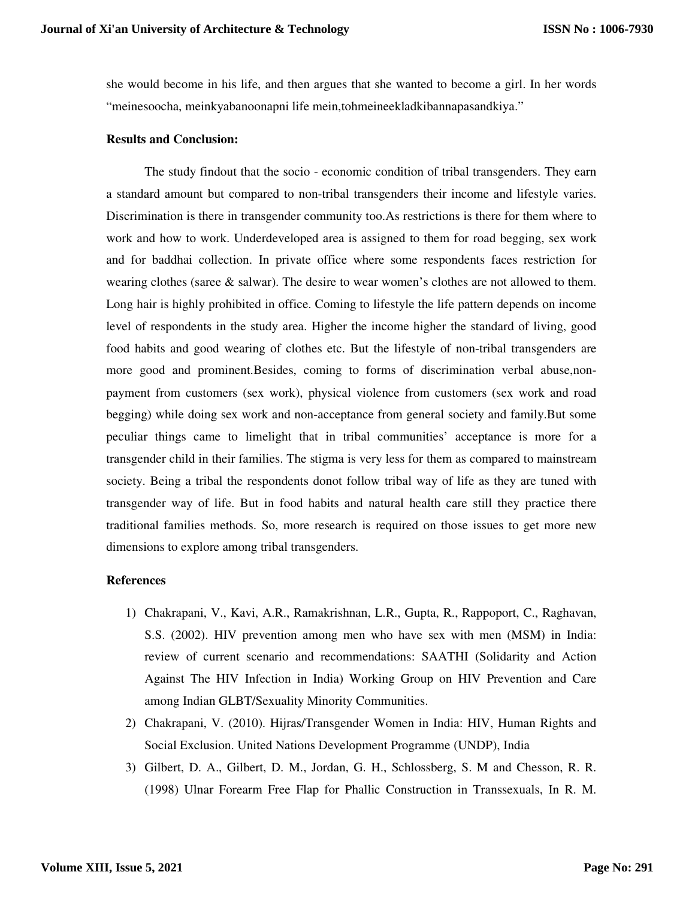she would become in his life, and then argues that she wanted to become a girl. In her words "meinesoocha, meinkyabanoonapni life mein,tohmeineekladkibannapasandkiya."

**Results and Conclusion:**

The study findout that the socio - economic condition of tribal transgenders. They earn a standard amount but compared to non-tribal transgenders their income and lifestyle varies. Discrimination is there in transgender community too.As restrictions is there for them where to work and how to work. Underdeveloped area is assigned to them for road begging, sex work and for baddhai collection. In private office where some respondents faces restriction for wearing clothes (saree & salwar). The desire to wear women's clothes are not allowed to them. Long hair is highly prohibited in office. Coming to lifestyle the life pattern depends on income level of respondents in the study area. Higher the income higher the standard of living, good food habits and good wearing of clothes etc. But the lifestyle of non-tribal transgenders are more good and prominent.Besides, coming to forms of discrimination verbal abuse,non-payment from customers (sex work), physical violence from customers (sex work and road begging) while doing sex work and non-acceptance from general society and family.But some peculiar things came to limelight that in tribal communities' acceptance is more for a transgender child in their families. The stigma is very less for them as compared to mainstream society. Being a tribal the respondents donot follow tribal way of life as they are tuned with transgender way of life. But in food habits and natural health care still they practice there traditional families methods. So, more research is required on those issues to get more new dimensions to explore among tribal transgenders.

**References**

1) Chakrapani, V., Kavi, A.R., Ramakrishnan, L.R., Gupta, R., Rappoport, C., Raghavan, S.S. (2002). HIV prevention among men who have sex with men (MSM) in India: review of current scenario and recommendations: SAATHI (Solidarity and Action Against The HIV Infection in India) Working Group on HIV Prevention and Care among Indian GLBT/Sexuality Minority Communities.
2) Chakrapani, V. (2010). Hijras/Transgender Women in India: HIV, Human Rights and Social Exclusion. United Nations Development Programme (UNDP), India
3) Gilbert, D. A., Gilbert, D. M., Jordan, G. H., Schlossberg, S. M and Chesson, R. R. (1998) Ulnar Forearm Free Flap for Phallic Construction in Transsexuals, In R. M.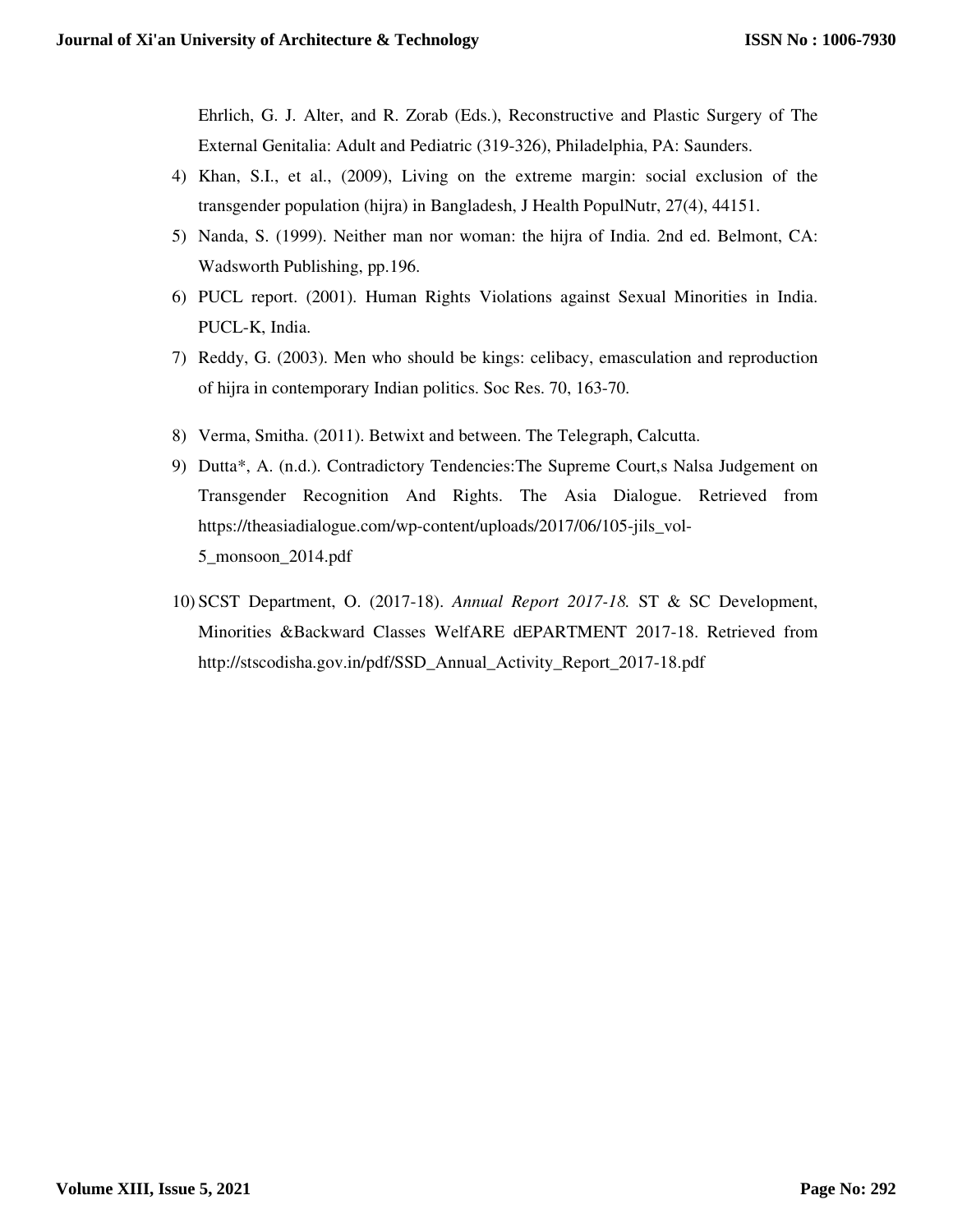Ehrlich, G. J. Alter, and R. Zorab (Eds.), Reconstructive and Plastic Surgery of The External Genitalia: Adult and Pediatric (319-326), Philadelphia, PA: Saunders.

4) Khan, S.I., et al., (2009), Living on the extreme margin: social exclusion of the transgender population (hijra) in Bangladesh, J Health PopulNutr, 27(4), 44151.
5) Nanda, S. (1999). Neither man nor woman: the hijra of India. 2nd ed. Belmont, CA: Wadsworth Publishing, pp.196.
6) PUCL report. (2001). Human Rights Violations against Sexual Minorities in India. PUCL-K, India.
7) Reddy, G. (2003). Men who should be kings: celibacy, emasculation and reproduction of hijra in contemporary Indian politics. Soc Res. 70, 163-70.
8) Verma, Smitha. (2011). Betwixt and between. The Telegraph, Calcutta.
9) Dutta*, A. (n.d.). Contradictory Tendencies:The Supreme Court,s Nalsa Judgement on Transgender Recognition And Rights. The Asia Dialogue. Retrieved from https://theasiadialogue.com/wp-content/uploads/2017/06/105-jils_vol-5_monsoon_2014.pdf
10) SCST Department, O. (2017-18). *Annual Report 2017-18.* ST & SC Development, Minorities &Backward Classes WelfARE dEPARTMENT 2017-18. Retrieved from http://stscodisha.gov.in/pdf/SSD_Annual_Activity_Report_2017-18.pdf